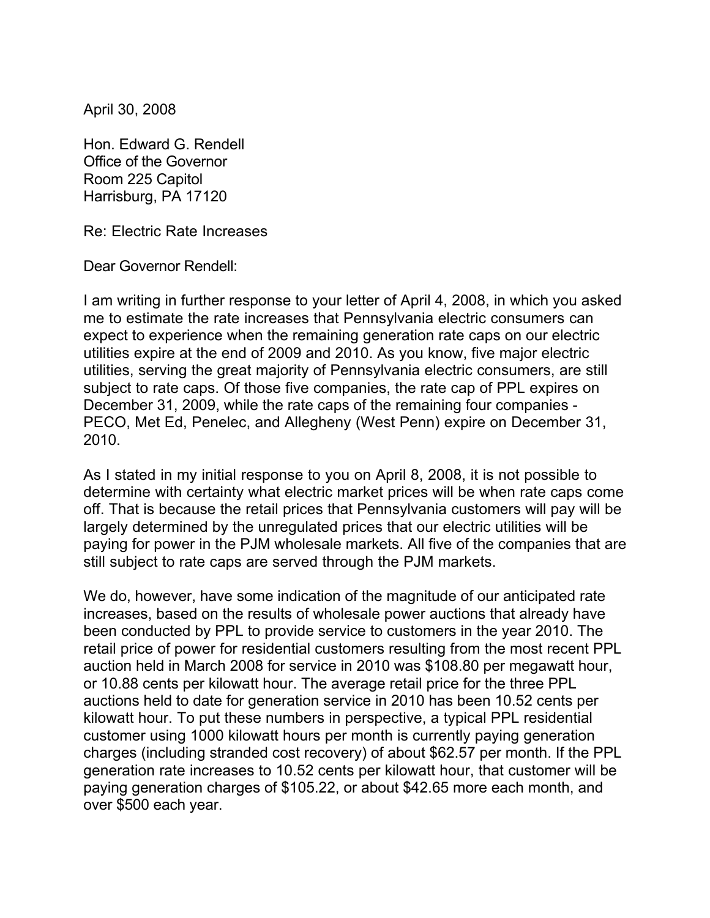April 30, 2008

Hon. Edward G. Rendell
Office of the Governor
Room 225 Capitol
Harrisburg, PA 17120

Re: Electric Rate Increases

Dear Governor Rendell:

I am writing in further response to your letter of April 4, 2008, in which you asked me to estimate the rate increases that Pennsylvania electric consumers can expect to experience when the remaining generation rate caps on our electric utilities expire at the end of 2009 and 2010. As you know, five major electric utilities, serving the great majority of Pennsylvania electric consumers, are still subject to rate caps. Of those five companies, the rate cap of PPL expires on December 31, 2009, while the rate caps of the remaining four companies - PECO, Met Ed, Penelec, and Allegheny (West Penn) expire on December 31, 2010.

As I stated in my initial response to you on April 8, 2008, it is not possible to determine with certainty what electric market prices will be when rate caps come off. That is because the retail prices that Pennsylvania customers will pay will be largely determined by the unregulated prices that our electric utilities will be paying for power in the PJM wholesale markets. All five of the companies that are still subject to rate caps are served through the PJM markets.

We do, however, have some indication of the magnitude of our anticipated rate increases, based on the results of wholesale power auctions that already have been conducted by PPL to provide service to customers in the year 2010. The retail price of power for residential customers resulting from the most recent PPL auction held in March 2008 for service in 2010 was $108.80 per megawatt hour, or 10.88 cents per kilowatt hour. The average retail price for the three PPL auctions held to date for generation service in 2010 has been 10.52 cents per kilowatt hour. To put these numbers in perspective, a typical PPL residential customer using 1000 kilowatt hours per month is currently paying generation charges (including stranded cost recovery) of about $62.57 per month. If the PPL generation rate increases to 10.52 cents per kilowatt hour, that customer will be paying generation charges of $105.22, or about $42.65 more each month, and over $500 each year.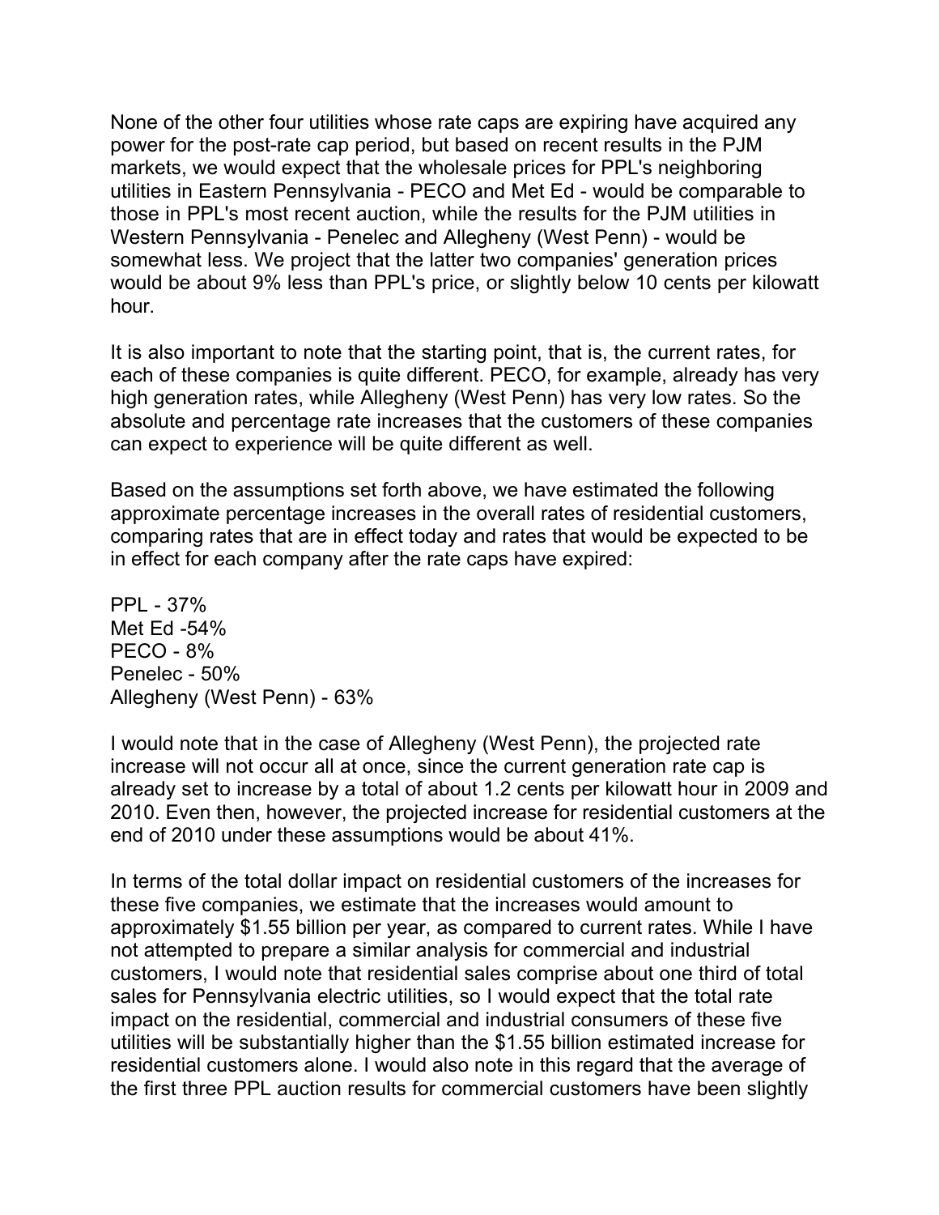None of the other four utilities whose rate caps are expiring have acquired any power for the post-rate cap period, but based on recent results in the PJM markets, we would expect that the wholesale prices for PPL's neighboring utilities in Eastern Pennsylvania - PECO and Met Ed - would be comparable to those in PPL's most recent auction, while the results for the PJM utilities in Western Pennsylvania - Penelec and Allegheny (West Penn) - would be somewhat less. We project that the latter two companies' generation prices would be about 9% less than PPL's price, or slightly below 10 cents per kilowatt hour.

It is also important to note that the starting point, that is, the current rates, for each of these companies is quite different. PECO, for example, already has very high generation rates, while Allegheny (West Penn) has very low rates. So the absolute and percentage rate increases that the customers of these companies can expect to experience will be quite different as well.

Based on the assumptions set forth above, we have estimated the following approximate percentage increases in the overall rates of residential customers, comparing rates that are in effect today and rates that would be expected to be in effect for each company after the rate caps have expired:

PPL - 37%
Met Ed -54%
PECO - 8%
Penelec - 50%
Allegheny (West Penn) - 63%

I would note that in the case of Allegheny (West Penn), the projected rate increase will not occur all at once, since the current generation rate cap is already set to increase by a total of about 1.2 cents per kilowatt hour in 2009 and 2010. Even then, however, the projected increase for residential customers at the end of 2010 under these assumptions would be about 41%.

In terms of the total dollar impact on residential customers of the increases for these five companies, we estimate that the increases would amount to approximately $1.55 billion per year, as compared to current rates. While I have not attempted to prepare a similar analysis for commercial and industrial customers, I would note that residential sales comprise about one third of total sales for Pennsylvania electric utilities, so I would expect that the total rate impact on the residential, commercial and industrial consumers of these five utilities will be substantially higher than the $1.55 billion estimated increase for residential customers alone. I would also note in this regard that the average of the first three PPL auction results for commercial customers have been slightly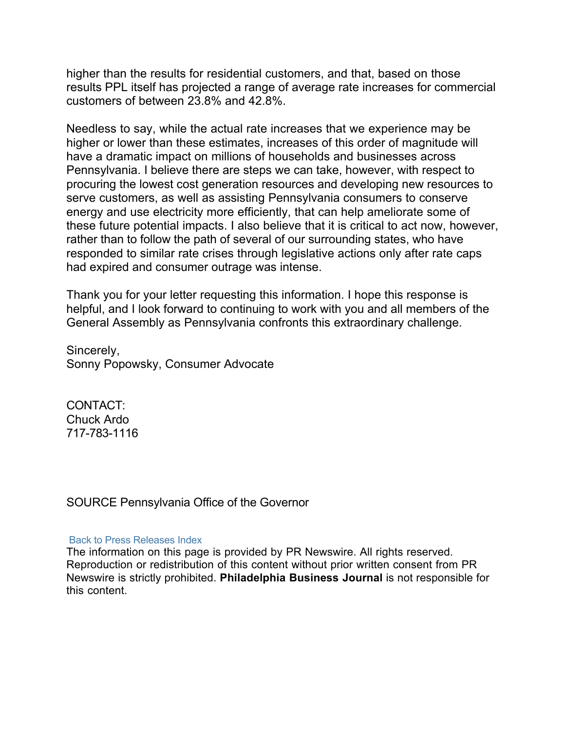higher than the results for residential customers, and that, based on those results PPL itself has projected a range of average rate increases for commercial customers of between 23.8% and 42.8%.

Needless to say, while the actual rate increases that we experience may be higher or lower than these estimates, increases of this order of magnitude will have a dramatic impact on millions of households and businesses across Pennsylvania. I believe there are steps we can take, however, with respect to procuring the lowest cost generation resources and developing new resources to serve customers, as well as assisting Pennsylvania consumers to conserve energy and use electricity more efficiently, that can help ameliorate some of these future potential impacts. I also believe that it is critical to act now, however, rather than to follow the path of several of our surrounding states, who have responded to similar rate crises through legislative actions only after rate caps had expired and consumer outrage was intense.

Thank you for your letter requesting this information. I hope this response is helpful, and I look forward to continuing to work with you and all members of the General Assembly as Pennsylvania confronts this extraordinary challenge.

Sincerely,
Sonny Popowsky, Consumer Advocate

CONTACT:
Chuck Ardo
717-783-1116

SOURCE Pennsylvania Office of the Governor

Back to Press Releases Index

The information on this page is provided by PR Newswire. All rights reserved. Reproduction or redistribution of this content without prior written consent from PR Newswire is strictly prohibited. **Philadelphia Business Journal** is not responsible for this content.